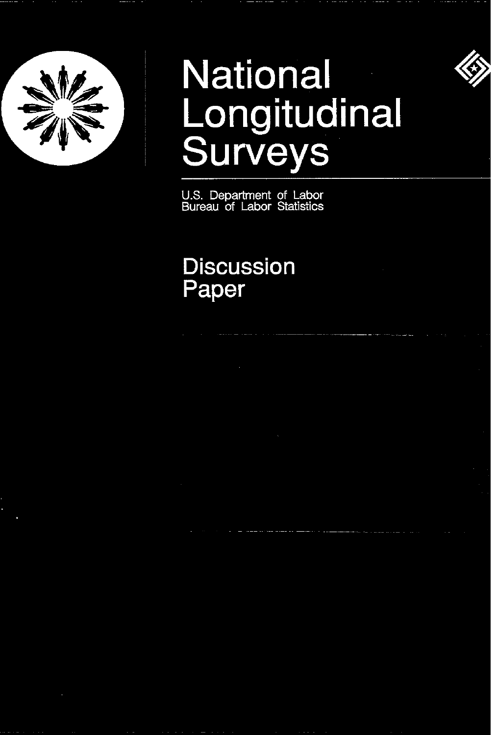# National Longitudinal Surveys

U.S. Department of Labor
Bureau of Labor Statistics

## Discussion Paper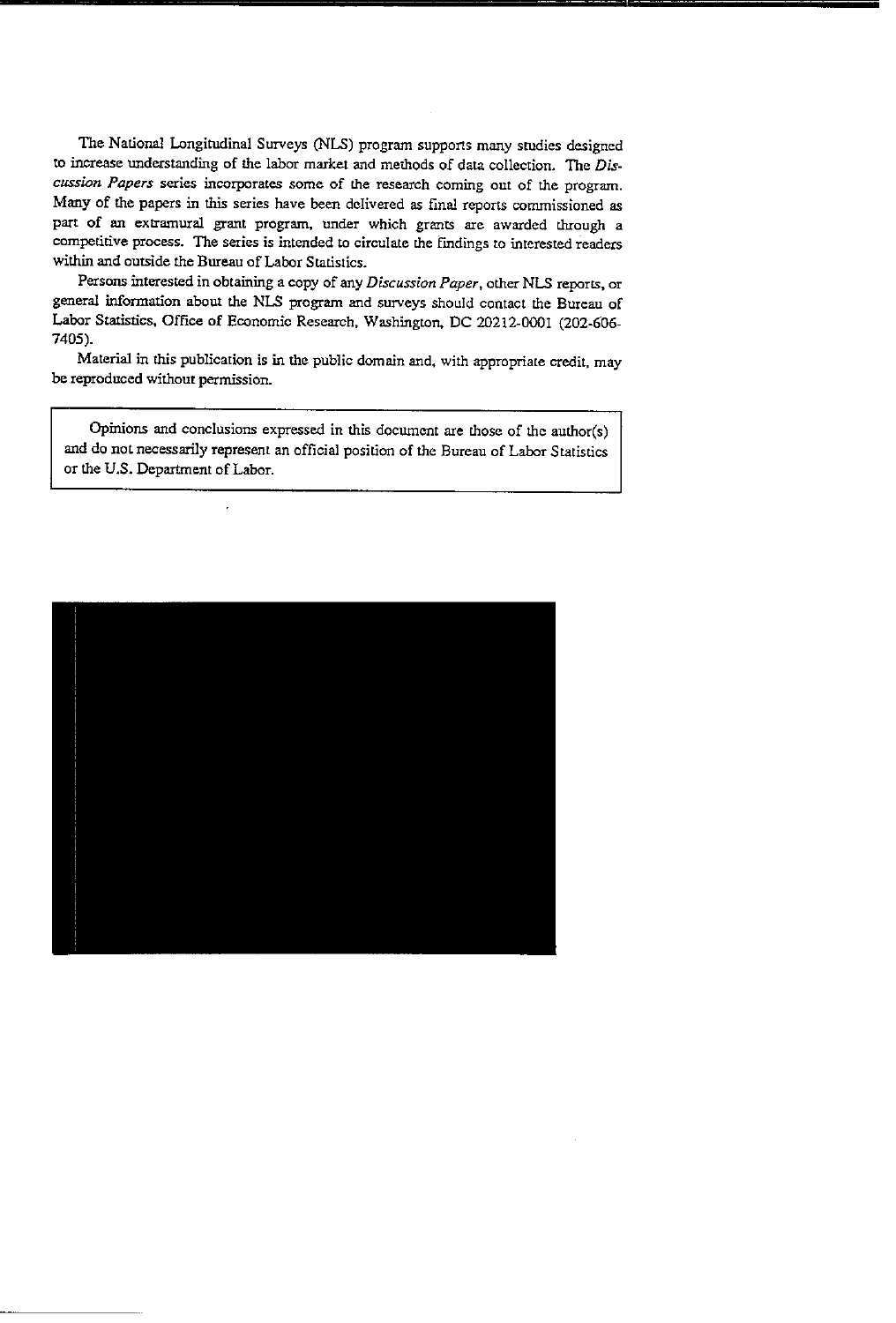The National Longitudinal Surveys (NLS) program supports many studies designed to increase understanding of the labor market and methods of data collection. The *Discussion Papers* series incorporates some of the research coming out of the program. Many of the papers in this series have been delivered as final reports commissioned as part of an extramural grant program, under which grants are awarded through a competitive process. The series is intended to circulate the findings to interested readers within and outside the Bureau of Labor Statistics.

Persons interested in obtaining a copy of any *Discussion Paper*, other NLS reports, or general information about the NLS program and surveys should contact the Bureau of Labor Statistics, Office of Economic Research, Washington, DC 20212-0001 (202-606-7405).

Material in this publication is in the public domain and, with appropriate credit, may be reproduced without permission.

Opinions and conclusions expressed in this document are those of the author(s) and do not necessarily represent an official position of the Bureau of Labor Statistics or the U.S. Department of Labor.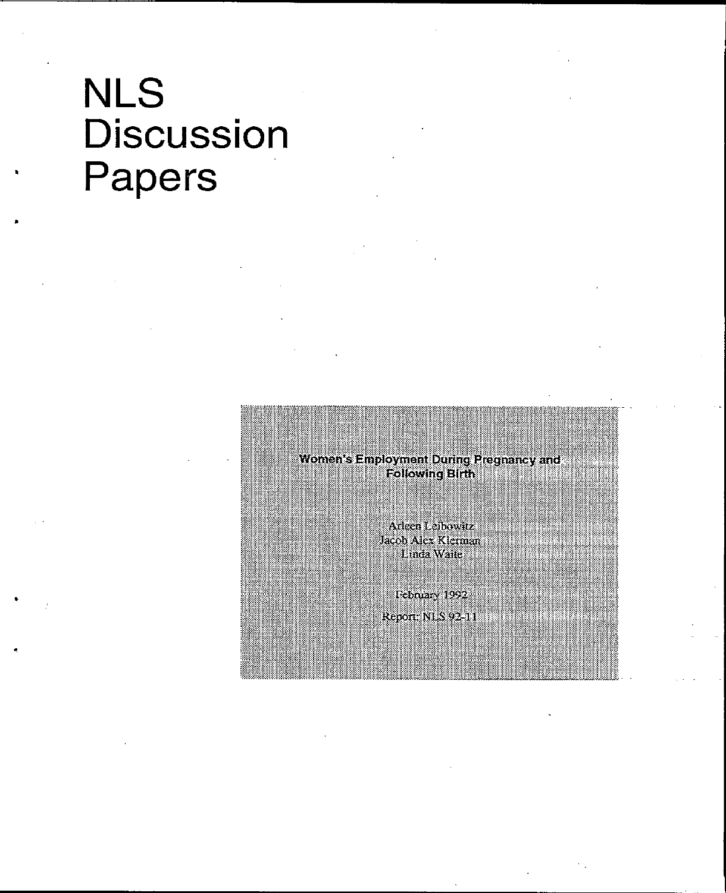# NLS Discussion Papers

**Women's Employment During Pregnancy and Following Birth**

Arleen Leibowitz
Jacob Alex Klerman
Linda Waite

February 1992

Report: NLS 92-11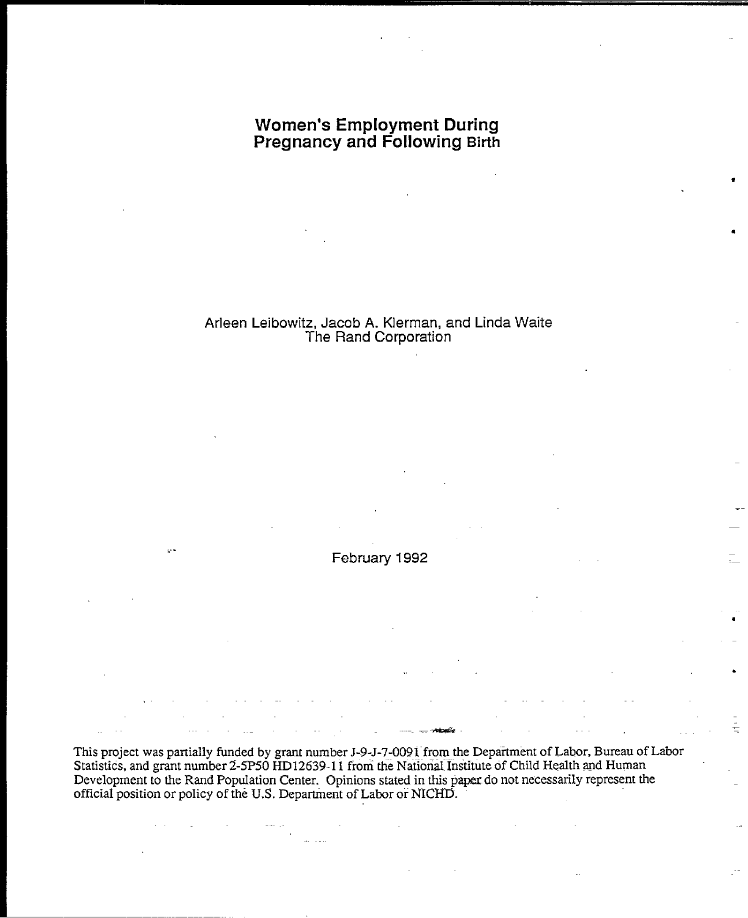# Women's Employment During Pregnancy and Following Birth

Arleen Leibowitz, Jacob A. Klerman, and Linda Waite
The Rand Corporation

February 1992

This project was partially funded by grant number J-9-J-7-0091 from the Department of Labor, Bureau of Labor Statistics, and grant number 2-5P50 HD12639-11 from the National Institute of Child Health and Human Development to the Rand Population Center. Opinions stated in this paper do not necessarily represent the official position or policy of the U.S. Department of Labor or NICHD.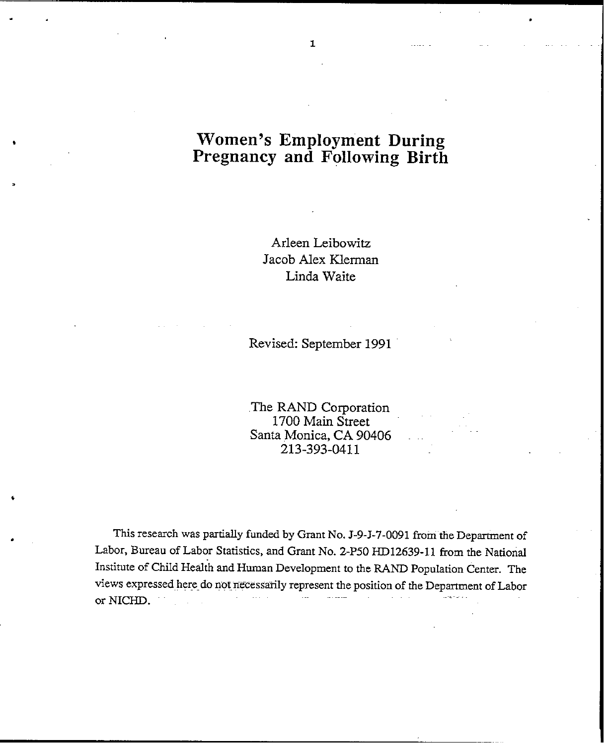# Women's Employment During Pregnancy and Following Birth

Arleen Leibowitz
Jacob Alex Klerman
Linda Waite

Revised: September 1991

The RAND Corporation
1700 Main Street
Santa Monica, CA 90406
213-393-0411

This research was partially funded by Grant No. J-9-J-7-0091 from the Department of Labor, Bureau of Labor Statistics, and Grant No. 2-P50 HD12639-11 from the National Institute of Child Health and Human Development to the RAND Population Center. The views expressed here do not necessarily represent the position of the Department of Labor or NICHD.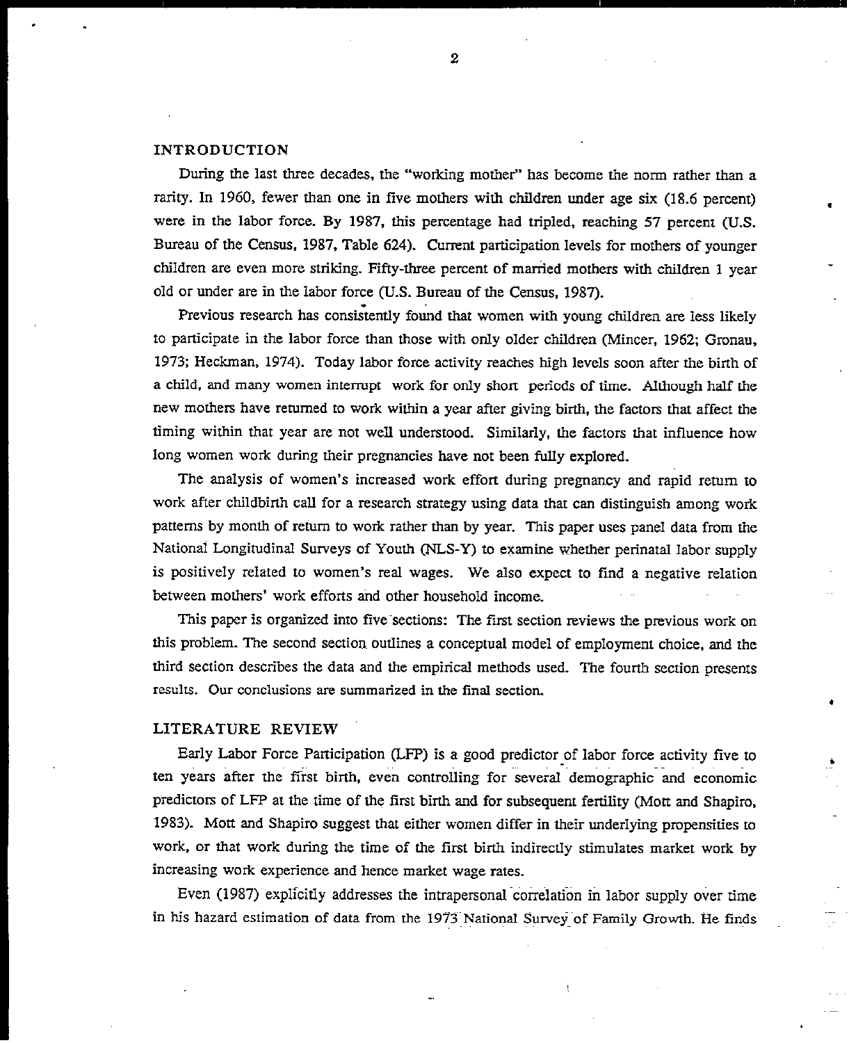## INTRODUCTION

During the last three decades, the "working mother" has become the norm rather than a rarity. In 1960, fewer than one in five mothers with children under age six (18.6 percent) were in the labor force. By 1987, this percentage had tripled, reaching 57 percent (U.S. Bureau of the Census, 1987, Table 624). Current participation levels for mothers of younger children are even more striking. Fifty-three percent of married mothers with children 1 year old or under are in the labor force (U.S. Bureau of the Census, 1987).

Previous research has consistently found that women with young children are less likely to participate in the labor force than those with only older children (Mincer, 1962; Gronau, 1973; Heckman, 1974). Today labor force activity reaches high levels soon after the birth of a child, and many women interrupt work for only short periods of time. Although half the new mothers have returned to work within a year after giving birth, the factors that affect the timing within that year are not well understood. Similarly, the factors that influence how long women work during their pregnancies have not been fully explored.

The analysis of women's increased work effort during pregnancy and rapid return to work after childbirth call for a research strategy using data that can distinguish among work patterns by month of return to work rather than by year. This paper uses panel data from the National Longitudinal Surveys of Youth (NLS-Y) to examine whether perinatal labor supply is positively related to women's real wages. We also expect to find a negative relation between mothers' work efforts and other household income.

This paper is organized into five sections: The first section reviews the previous work on this problem. The second section outlines a conceptual model of employment choice, and the third section describes the data and the empirical methods used. The fourth section presents results. Our conclusions are summarized in the final section.

## LITERATURE REVIEW

Early Labor Force Participation (LFP) is a good predictor of labor force activity five to ten years after the first birth, even controlling for several demographic and economic predictors of LFP at the time of the first birth and for subsequent fertility (Mott and Shapiro, 1983). Mott and Shapiro suggest that either women differ in their underlying propensities to work, or that work during the time of the first birth indirectly stimulates market work by increasing work experience and hence market wage rates.

Even (1987) explicitly addresses the intrapersonal correlation in labor supply over time in his hazard estimation of data from the 1973 National Survey of Family Growth. He finds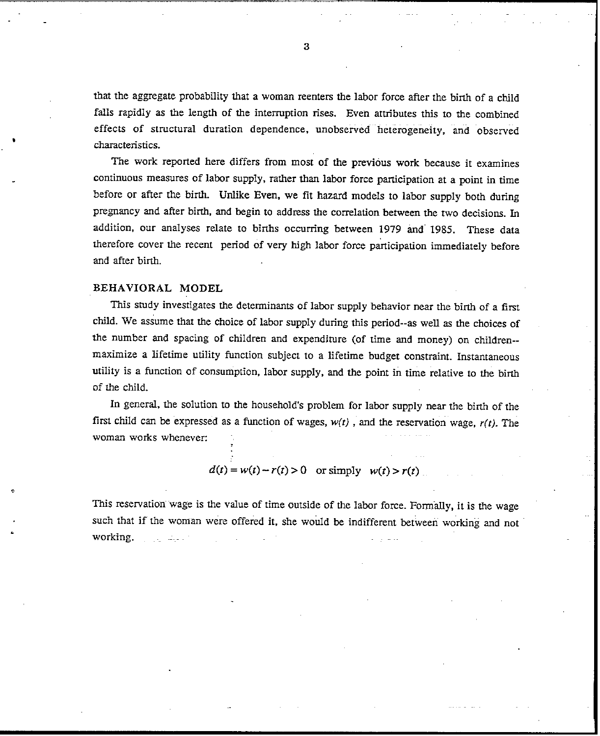that the aggregate probability that a woman reenters the labor force after the birth of a child falls rapidly as the length of the interruption rises. Even attributes this to the combined effects of structural duration dependence, unobserved heterogeneity, and observed characteristics.

The work reported here differs from most of the previous work because it examines continuous measures of labor supply, rather than labor force participation at a point in time before or after the birth. Unlike Even, we fit hazard models to labor supply both during pregnancy and after birth, and begin to address the correlation between the two decisions. In addition, our analyses relate to births occurring between 1979 and 1985. These data therefore cover the recent period of very high labor force participation immediately before and after birth.

## BEHAVIORAL MODEL

This study investigates the determinants of labor supply behavior near the birth of a first child. We assume that the choice of labor supply during this period--as well as the choices of the number and spacing of children and expenditure (of time and money) on children--maximize a lifetime utility function subject to a lifetime budget constraint. Instantaneous utility is a function of consumption, labor supply, and the point in time relative to the birth of the child.

In general, the solution to the household's problem for labor supply near the birth of the first child can be expressed as a function of wages, $w(t)$ , and the reservation wage, $r(t)$. The woman works whenever:

$$d(t) = w(t) - r(t) > 0 \quad \text{or simply} \quad w(t) > r(t)$$

This reservation wage is the value of time outside of the labor force. Formally, it is the wage such that if the woman were offered it, she would be indifferent between working and not working.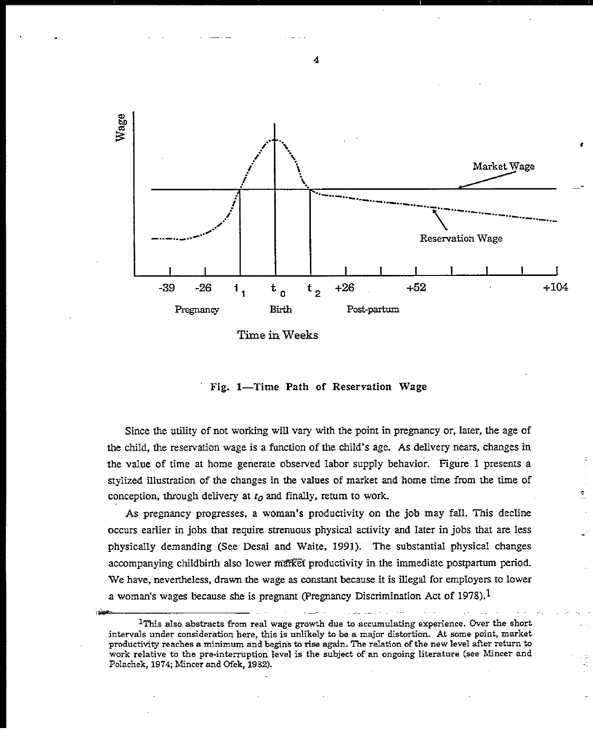Fig. 1—Time Path of Reservation Wage

Since the utility of not working will vary with the point in pregnancy or, later, the age of the child, the reservation wage is a function of the child's age. As delivery nears, changes in the value of time at home generate observed labor supply behavior. Figure 1 presents a stylized illustration of the changes in the values of market and home time from the time of conception, through delivery at $t_0$ and finally, return to work.

As pregnancy progresses, a woman's productivity on the job may fall. This decline occurs earlier in jobs that require strenuous physical activity and later in jobs that are less physically demanding (See Desai and Waite, 1991). The substantial physical changes accompanying childbirth also lower market productivity in the immediate postpartum period. We have, nevertheless, drawn the wage as constant because it is illegal for employers to lower a woman's wages because she is pregnant (Pregnancy Discrimination Act of 1978).[1]

[1] This also abstracts from real wage growth due to accumulating experience. Over the short intervals under consideration here, this is unlikely to be a major distortion. At some point, market productivity reaches a minimum and begins to rise again. The relation of the new level after return to work relative to the pre-interruption level is the subject of an ongoing literature (see Mincer and Polachek, 1974; Mincer and Ofek, 1982).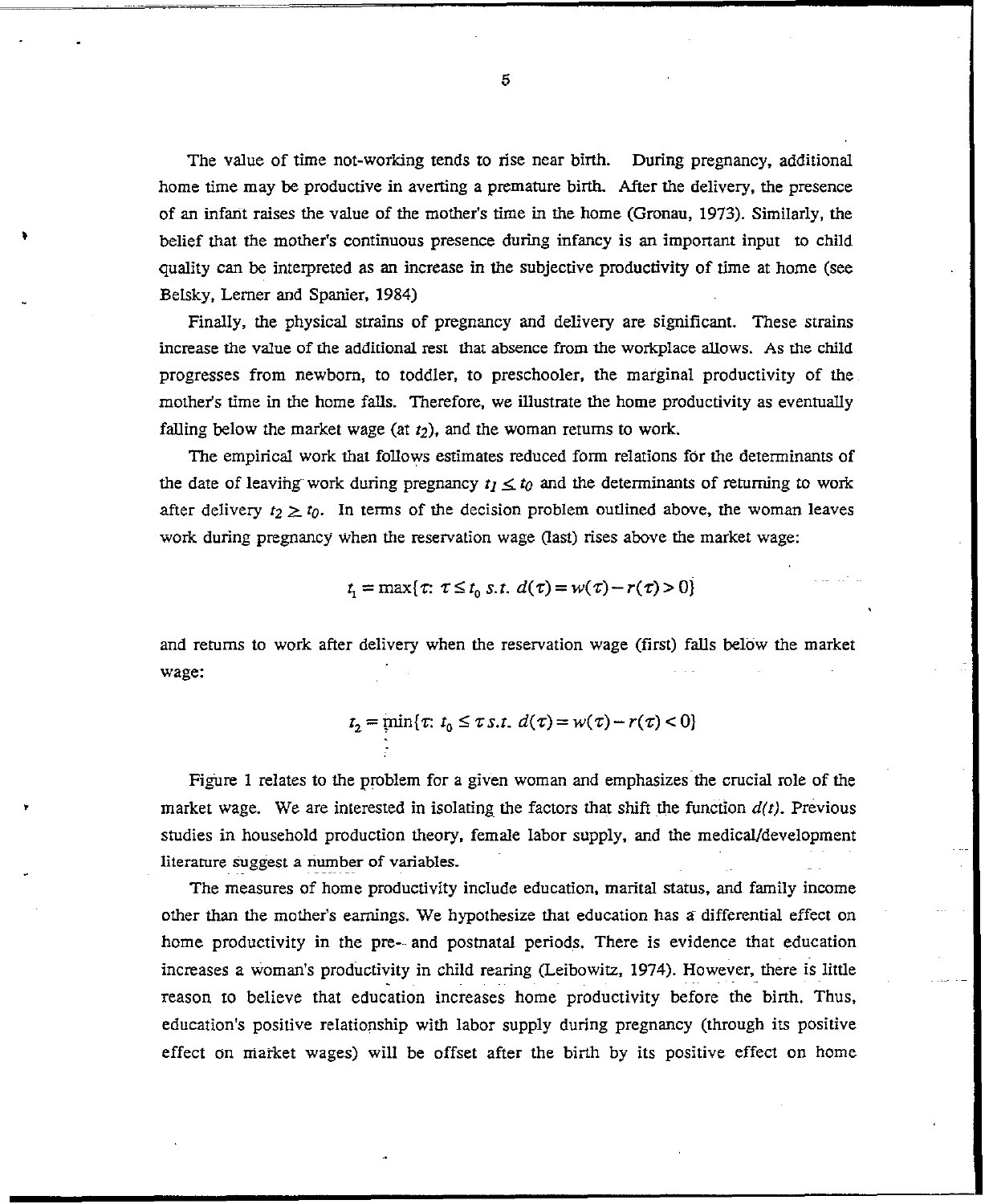The value of time not-working tends to rise near birth. During pregnancy, additional home time may be productive in averting a premature birth. After the delivery, the presence of an infant raises the value of the mother's time in the home (Gronau, 1973). Similarly, the belief that the mother's continuous presence during infancy is an important input to child quality can be interpreted as an increase in the subjective productivity of time at home (see Belsky, Lerner and Spanier, 1984)

Finally, the physical strains of pregnancy and delivery are significant. These strains increase the value of the additional rest that absence from the workplace allows. As the child progresses from newborn, to toddler, to preschooler, the marginal productivity of the mother's time in the home falls. Therefore, we illustrate the home productivity as eventually falling below the market wage (at $t_2$), and the woman returns to work.

The empirical work that follows estimates reduced form relations for the determinants of the date of leaving work during pregnancy $t_1 \leq t_0$ and the determinants of returning to work after delivery $t_2 \geq t_0$. In terms of the decision problem outlined above, the woman leaves work during pregnancy when the reservation wage (last) rises above the market wage:

$$t_1 = \max\{\tau: \tau \leq t_0 \ s.t. \ d(\tau) = w(\tau) - r(\tau) > 0\}$$

and returns to work after delivery when the reservation wage (first) falls below the market wage:

$$t_2 = \min\{\tau: t_0 \leq \tau \ s.t. \ d(\tau) = w(\tau) - r(\tau) < 0\}$$

Figure 1 relates to the problem for a given woman and emphasizes the crucial role of the market wage. We are interested in isolating the factors that shift the function $d(t)$. Previous studies in household production theory, female labor supply, and the medical/development literature suggest a number of variables.

The measures of home productivity include education, marital status, and family income other than the mother's earnings. We hypothesize that education has a differential effect on home productivity in the pre- and postnatal periods. There is evidence that education increases a woman's productivity in child rearing (Leibowitz, 1974). However, there is little reason to believe that education increases home productivity before the birth. Thus, education's positive relationship with labor supply during pregnancy (through its positive effect on market wages) will be offset after the birth by its positive effect on home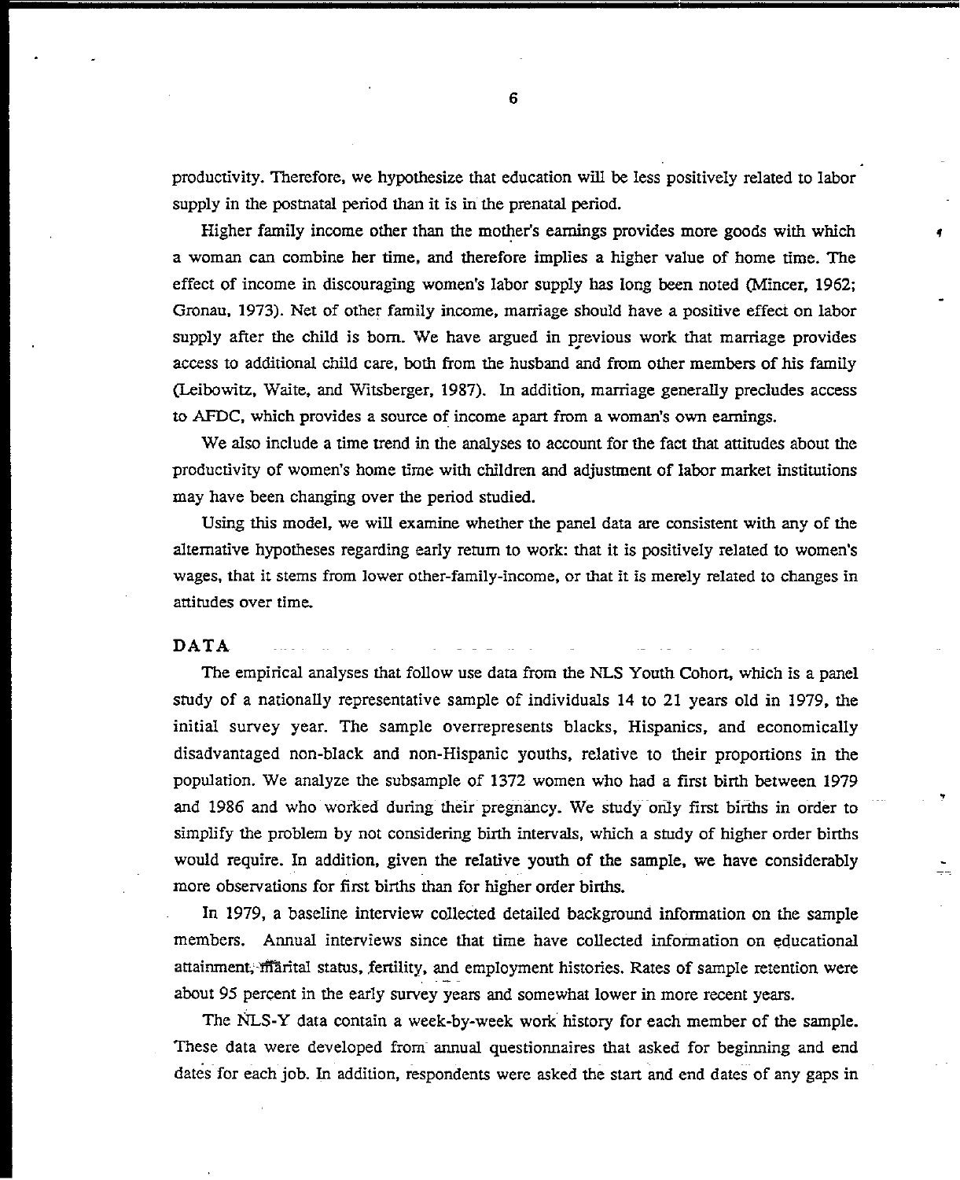productivity. Therefore, we hypothesize that education will be less positively related to labor supply in the postnatal period than it is in the prenatal period.

Higher family income other than the mother's earnings provides more goods with which a woman can combine her time, and therefore implies a higher value of home time. The effect of income in discouraging women's labor supply has long been noted (Mincer, 1962; Gronau, 1973). Net of other family income, marriage should have a positive effect on labor supply after the child is born. We have argued in previous work that marriage provides access to additional child care, both from the husband and from other members of his family (Leibowitz, Waite, and Witsberger, 1987). In addition, marriage generally precludes access to AFDC, which provides a source of income apart from a woman's own earnings.

We also include a time trend in the analyses to account for the fact that attitudes about the productivity of women's home time with children and adjustment of labor market institutions may have been changing over the period studied.

Using this model, we will examine whether the panel data are consistent with any of the alternative hypotheses regarding early return to work: that it is positively related to women's wages, that it stems from lower other-family-income, or that it is merely related to changes in attitudes over time.

## DATA

The empirical analyses that follow use data from the NLS Youth Cohort, which is a panel study of a nationally representative sample of individuals 14 to 21 years old in 1979, the initial survey year. The sample overrepresents blacks, Hispanics, and economically disadvantaged non-black and non-Hispanic youths, relative to their proportions in the population. We analyze the subsample of 1372 women who had a first birth between 1979 and 1986 and who worked during their pregnancy. We study only first births in order to simplify the problem by not considering birth intervals, which a study of higher order births would require. In addition, given the relative youth of the sample, we have considerably more observations for first births than for higher order births.

In 1979, a baseline interview collected detailed background information on the sample members. Annual interviews since that time have collected information on educational attainment, marital status, fertility, and employment histories. Rates of sample retention were about 95 percent in the early survey years and somewhat lower in more recent years.

The NLS-Y data contain a week-by-week work history for each member of the sample. These data were developed from annual questionnaires that asked for beginning and end dates for each job. In addition, respondents were asked the start and end dates of any gaps in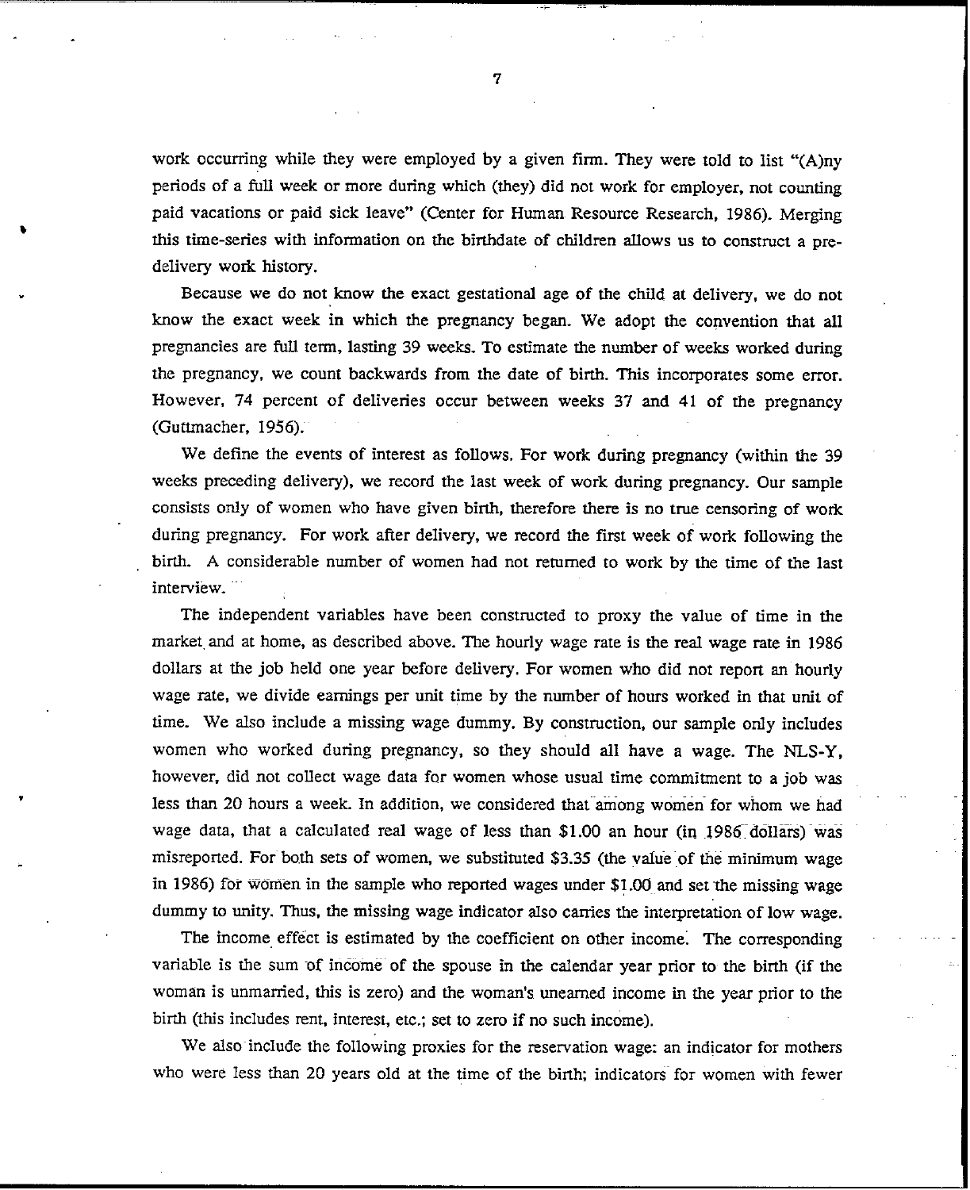work occurring while they were employed by a given firm. They were told to list "(A)ny periods of a full week or more during which (they) did not work for employer, not counting paid vacations or paid sick leave" (Center for Human Resource Research, 1986). Merging this time-series with information on the birthdate of children allows us to construct a pre-delivery work history.

Because we do not know the exact gestational age of the child at delivery, we do not know the exact week in which the pregnancy began. We adopt the convention that all pregnancies are full term, lasting 39 weeks. To estimate the number of weeks worked during the pregnancy, we count backwards from the date of birth. This incorporates some error. However, 74 percent of deliveries occur between weeks 37 and 41 of the pregnancy (Guttmacher, 1956).

We define the events of interest as follows. For work during pregnancy (within the 39 weeks preceding delivery), we record the last week of work during pregnancy. Our sample consists only of women who have given birth, therefore there is no true censoring of work during pregnancy. For work after delivery, we record the first week of work following the birth. A considerable number of women had not returned to work by the time of the last interview.

The independent variables have been constructed to proxy the value of time in the market and at home, as described above. The hourly wage rate is the real wage rate in 1986 dollars at the job held one year before delivery. For women who did not report an hourly wage rate, we divide earnings per unit time by the number of hours worked in that unit of time. We also include a missing wage dummy. By construction, our sample only includes women who worked during pregnancy, so they should all have a wage. The NLS-Y, however, did not collect wage data for women whose usual time commitment to a job was less than 20 hours a week. In addition, we considered that among women for whom we had wage data, that a calculated real wage of less than $1.00 an hour (in 1986 dollars) was misreported. For both sets of women, we substituted $3.35 (the value of the minimum wage in 1986) for women in the sample who reported wages under $1.00 and set the missing wage dummy to unity. Thus, the missing wage indicator also carries the interpretation of low wage.

The income effect is estimated by the coefficient on other income. The corresponding variable is the sum of income of the spouse in the calendar year prior to the birth (if the woman is unmarried, this is zero) and the woman's unearned income in the year prior to the birth (this includes rent, interest, etc.; set to zero if no such income).

We also include the following proxies for the reservation wage: an indicator for mothers who were less than 20 years old at the time of the birth; indicators for women with fewer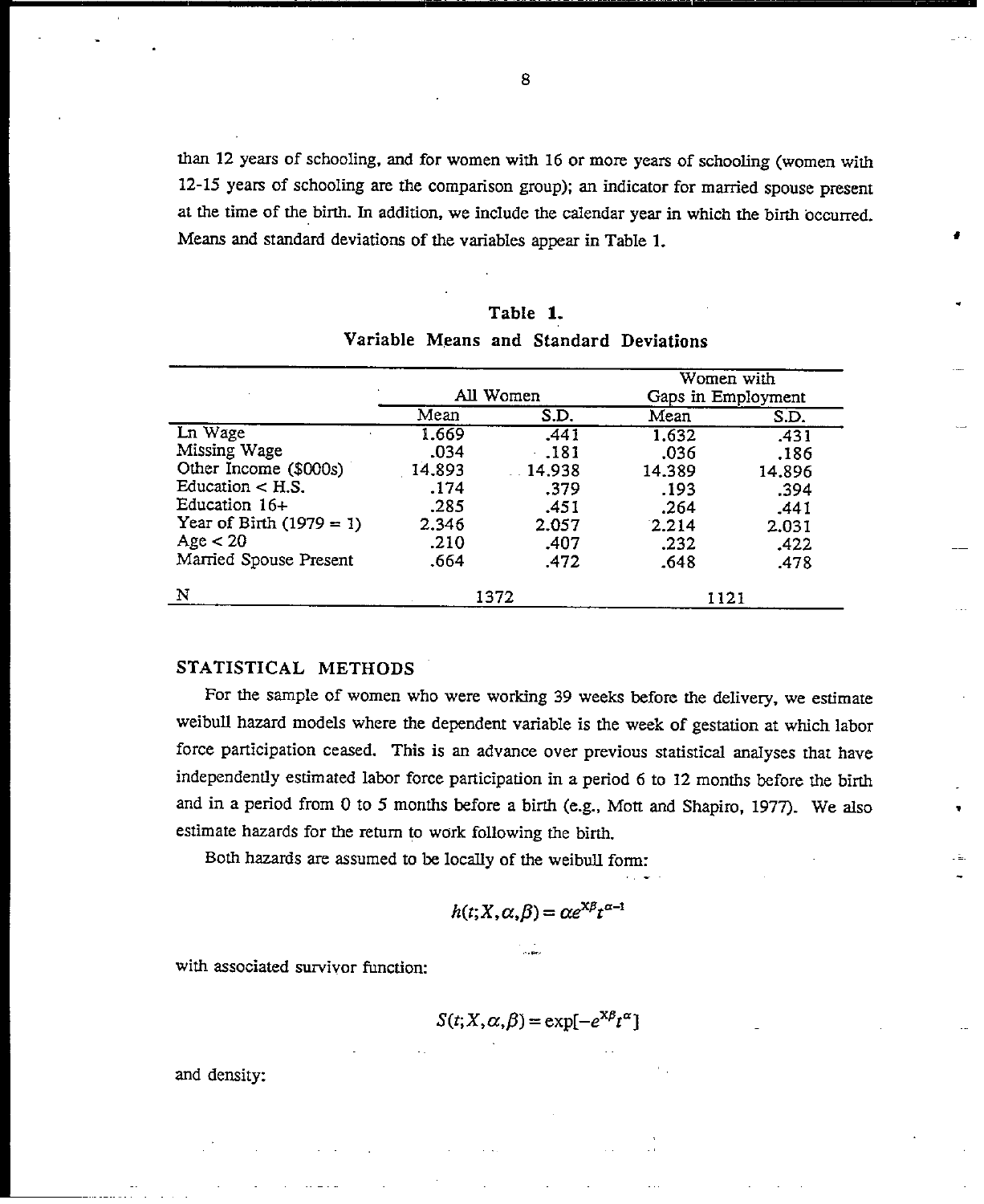than 12 years of schooling, and for women with 16 or more years of schooling (women with 12-15 years of schooling are the comparison group); an indicator for married spouse present at the time of the birth. In addition, we include the calendar year in which the birth occurred. Means and standard deviations of the variables appear in Table 1.

**Table 1.**
**Variable Means and Standard Deviations**

| | All Women | | Women with Gaps in Employment | |
|---|---|---|---|---|
| | Mean | S.D. | Mean | S.D. |
| Ln Wage | 1.669 | .441 | 1.632 | .431 |
| Missing Wage | .034 | .181 | .036 | .186 |
| Other Income ($000s) | 14.893 | 14.938 | 14.389 | 14.896 |
| Education < H.S. | .174 | .379 | .193 | .394 |
| Education 16+ | .285 | .451 | .264 | .441 |
| Year of Birth (1979 = 1) | 2.346 | 2.057 | 2.214 | 2.031 |
| Age < 20 | .210 | .407 | .232 | .422 |
| Married Spouse Present | .664 | .472 | .648 | .478 |
| N | 1372 | | 1121 | |

## STATISTICAL METHODS

For the sample of women who were working 39 weeks before the delivery, we estimate weibull hazard models where the dependent variable is the week of gestation at which labor force participation ceased. This is an advance over previous statistical analyses that have independently estimated labor force participation in a period 6 to 12 months before the birth and in a period from 0 to 5 months before a birth (e.g., Mott and Shapiro, 1977). We also estimate hazards for the return to work following the birth.

Both hazards are assumed to be locally of the weibull form:

$$h(t;X,\alpha,\beta) = \alpha e^{X\beta} t^{\alpha-1}$$

with associated survivor function:

$$S(t;X,\alpha,\beta) = \exp[-e^{X\beta} t^{\alpha}]$$

and density: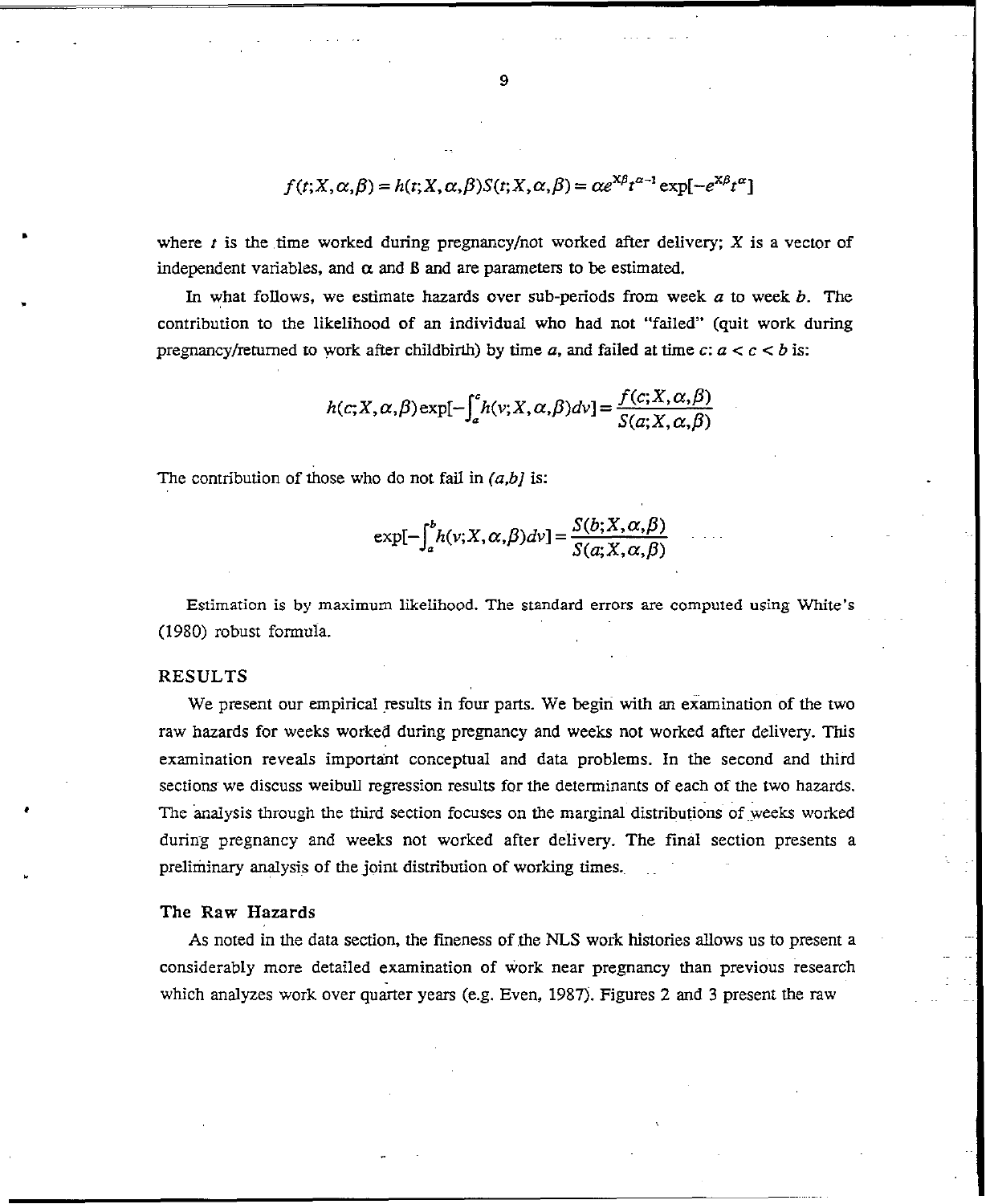$$f(t;X,\alpha,\beta) = h(t;X,\alpha,\beta)S(t;X,\alpha,\beta) = \alpha e^{X\beta} t^{\alpha-1} \exp[-e^{X\beta} t^{\alpha}]$$

where $t$ is the time worked during pregnancy/not worked after delivery; $X$ is a vector of independent variables, and $\alpha$ and $\beta$ and are parameters to be estimated.

In what follows, we estimate hazards over sub-periods from week $a$ to week $b$. The contribution to the likelihood of an individual who had not "failed" (quit work during pregnancy/returned to work after childbirth) by time $a$, and failed at time $c$: $a < c < b$ is:

$$h(c;X,\alpha,\beta)\exp[-\int_a^c h(v;X,\alpha,\beta)dv] = \frac{f(c;X,\alpha,\beta)}{S(a;X,\alpha,\beta)}$$

The contribution of those who do not fail in $(a,b]$ is:

$$\exp[-\int_a^b h(v;X,\alpha,\beta)dv] = \frac{S(b;X,\alpha,\beta)}{S(a;X,\alpha,\beta)}$$

Estimation is by maximum likelihood. The standard errors are computed using White's (1980) robust formula.

## RESULTS

We present our empirical results in four parts. We begin with an examination of the two raw hazards for weeks worked during pregnancy and weeks not worked after delivery. This examination reveals important conceptual and data problems. In the second and third sections we discuss weibull regression results for the determinants of each of the two hazards. The analysis through the third section focuses on the marginal distributions of weeks worked during pregnancy and weeks not worked after delivery. The final section presents a preliminary analysis of the joint distribution of working times.

### The Raw Hazards

As noted in the data section, the fineness of the NLS work histories allows us to present a considerably more detailed examination of work near pregnancy than previous research which analyzes work over quarter years (e.g. Even, 1987). Figures 2 and 3 present the raw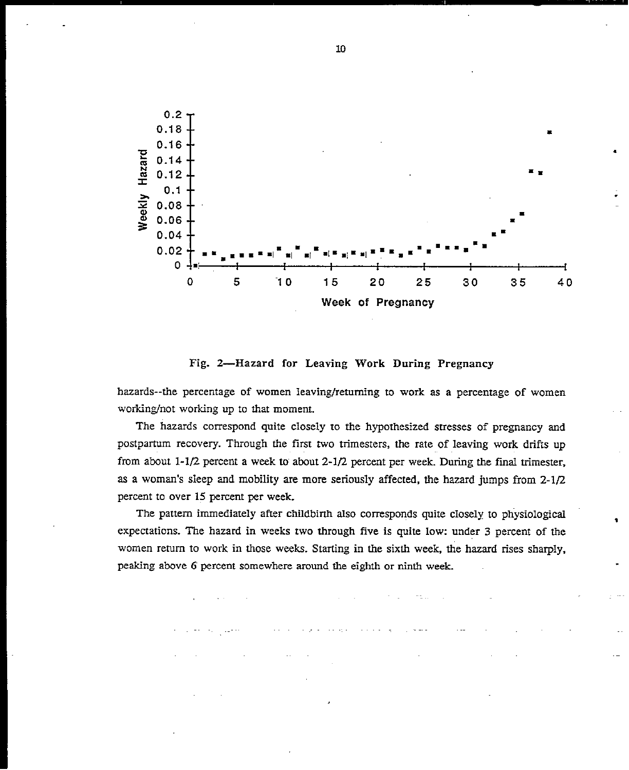Fig. 2—Hazard for Leaving Work During Pregnancy

hazards--the percentage of women leaving/returning to work as a percentage of women working/not working up to that moment.

The hazards correspond quite closely to the hypothesized stresses of pregnancy and postpartum recovery. Through the first two trimesters, the rate of leaving work drifts up from about 1-1/2 percent a week to about 2-1/2 percent per week. During the final trimester, as a woman's sleep and mobility are more seriously affected, the hazard jumps from 2-1/2 percent to over 15 percent per week.

The pattern immediately after childbirth also corresponds quite closely to physiological expectations. The hazard in weeks two through five is quite low: under 3 percent of the women return to work in those weeks. Starting in the sixth week, the hazard rises sharply, peaking above 6 percent somewhere around the eighth or ninth week.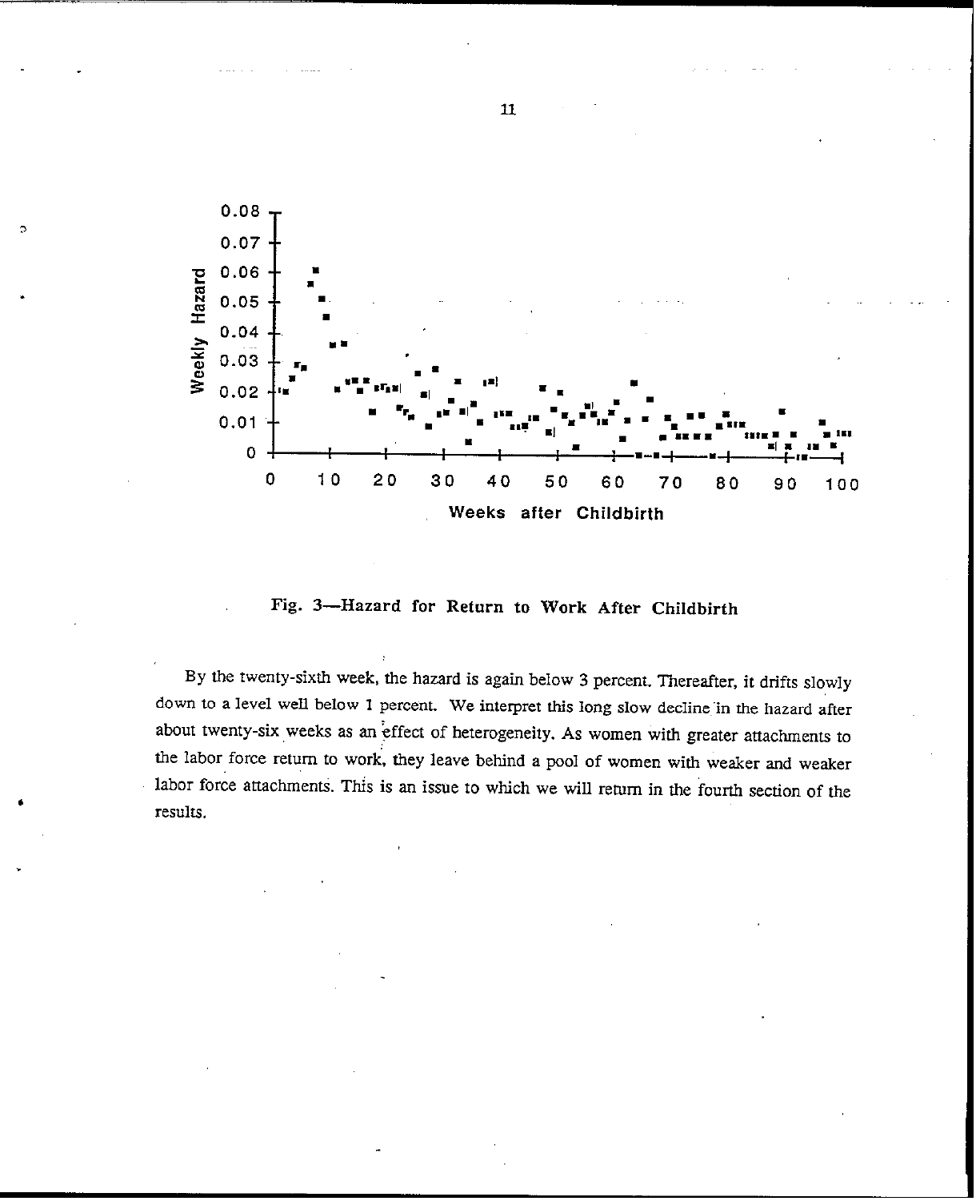Fig. 3—Hazard for Return to Work After Childbirth

By the twenty-sixth week, the hazard is again below 3 percent. Thereafter, it drifts slowly down to a level well below 1 percent. We interpret this long slow decline in the hazard after about twenty-six weeks as an effect of heterogeneity. As women with greater attachments to the labor force return to work, they leave behind a pool of women with weaker and weaker labor force attachments. This is an issue to which we will return in the fourth section of the results.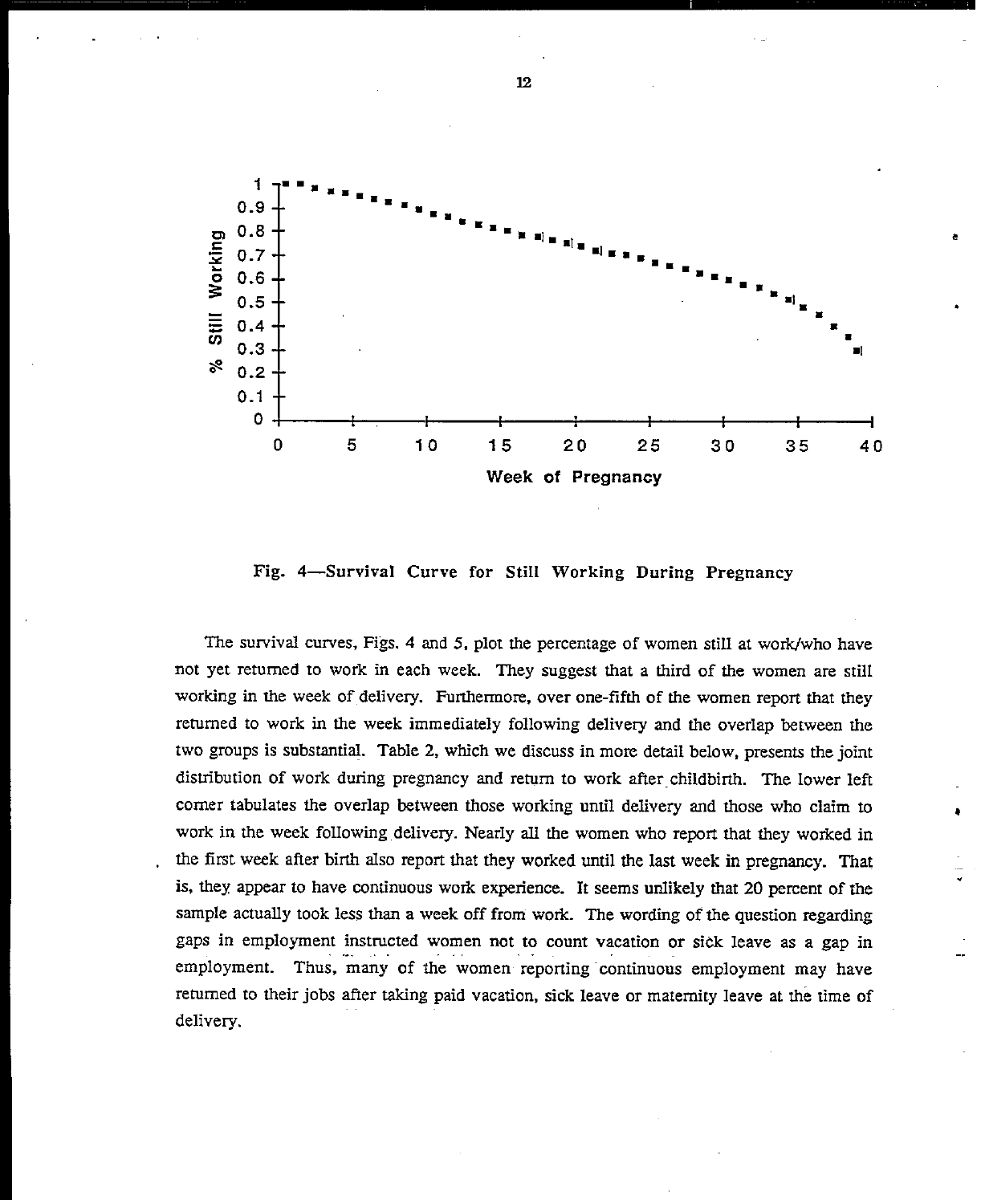Fig. 4—Survival Curve for Still Working During Pregnancy

The survival curves, Figs. 4 and 5, plot the percentage of women still at work/who have not yet returned to work in each week. They suggest that a third of the women are still working in the week of delivery. Furthermore, over one-fifth of the women report that they returned to work in the week immediately following delivery and the overlap between the two groups is substantial. Table 2, which we discuss in more detail below, presents the joint distribution of work during pregnancy and return to work after childbirth. The lower left corner tabulates the overlap between those working until delivery and those who claim to work in the week following delivery. Nearly all the women who report that they worked in the first week after birth also report that they worked until the last week in pregnancy. That is, they appear to have continuous work experience. It seems unlikely that 20 percent of the sample actually took less than a week off from work. The wording of the question regarding gaps in employment instructed women not to count vacation or sick leave as a gap in employment. Thus, many of the women reporting continuous employment may have returned to their jobs after taking paid vacation, sick leave or maternity leave at the time of delivery.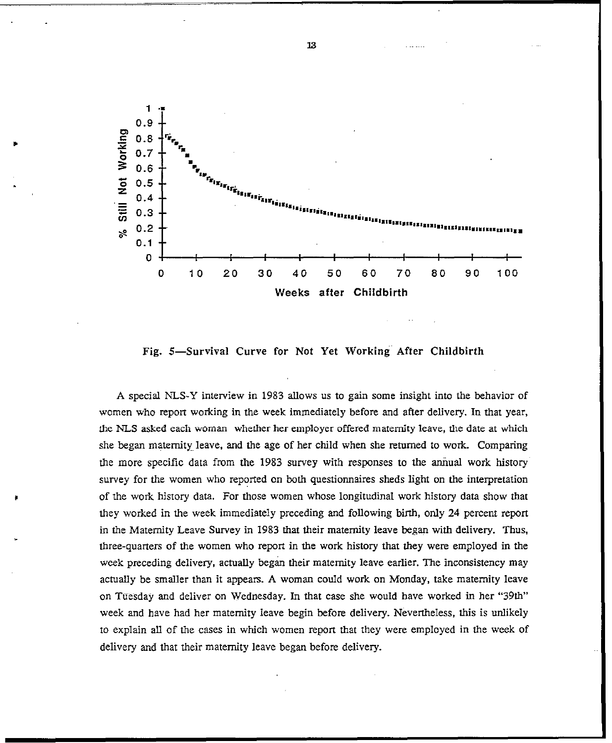Fig. 5—Survival Curve for Not Yet Working After Childbirth

A special NLS-Y interview in 1983 allows us to gain some insight into the behavior of women who report working in the week immediately before and after delivery. In that year, the NLS asked each woman whether her employer offered maternity leave, the date at which she began maternity leave, and the age of her child when she returned to work. Comparing the more specific data from the 1983 survey with responses to the annual work history survey for the women who reported on both questionnaires sheds light on the interpretation of the work history data. For those women whose longitudinal work history data show that they worked in the week immediately preceding and following birth, only 24 percent report in the Maternity Leave Survey in 1983 that their maternity leave began with delivery. Thus, three-quarters of the women who report in the work history that they were employed in the week preceding delivery, actually began their maternity leave earlier. The inconsistency may actually be smaller than it appears. A woman could work on Monday, take maternity leave on Tuesday and deliver on Wednesday. In that case she would have worked in her "39th" week and have had her maternity leave begin before delivery. Nevertheless, this is unlikely to explain all of the cases in which women report that they were employed in the week of delivery and that their maternity leave began before delivery.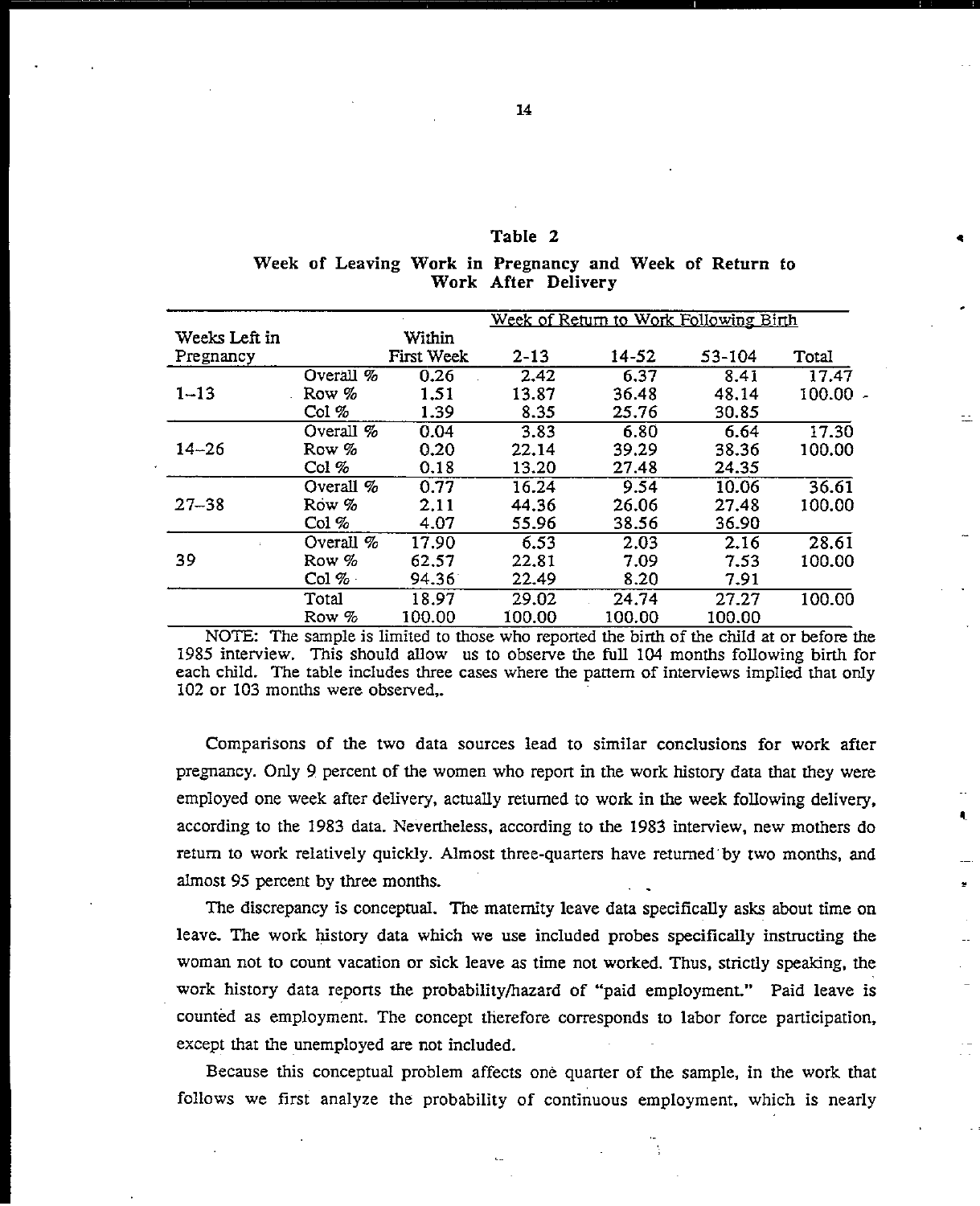**Table 2**

**Week of Leaving Work in Pregnancy and Week of Return to Work After Delivery**

| Weeks Left in Pregnancy | | Week of Return to Work Following Birth: Within First Week | 2-13 | 14-52 | 53-104 | Total |
|---|---|---|---|---|---|---|
| 1–13 | Overall % | 0.26 | 2.42 | 6.37 | 8.41 | 17.47 |
| | Row % | 1.51 | 13.87 | 36.48 | 48.14 | 100.00 |
| | Col % | 1.39 | 8.35 | 25.76 | 30.85 | |
| 14–26 | Overall % | 0.04 | 3.83 | 6.80 | 6.64 | 17.30 |
| | Row % | 0.20 | 22.14 | 39.29 | 38.36 | 100.00 |
| | Col % | 0.18 | 13.20 | 27.48 | 24.35 | |
| 27–38 | Overall % | 0.77 | 16.24 | 9.54 | 10.06 | 36.61 |
| | Row % | 2.11 | 44.36 | 26.06 | 27.48 | 100.00 |
| | Col % | 4.07 | 55.96 | 38.56 | 36.90 | |
| 39 | Overall % | 17.90 | 6.53 | 2.03 | 2.16 | 28.61 |
| | Row % | 62.57 | 22.81 | 7.09 | 7.53 | 100.00 |
| | Col % | 94.36 | 22.49 | 8.20 | 7.91 | |
| | Total | 18.97 | 29.02 | 24.74 | 27.27 | 100.00 |
| | Row % | 100.00 | 100.00 | 100.00 | 100.00 | |

NOTE: The sample is limited to those who reported the birth of the child at or before the 1985 interview. This should allow us to observe the full 104 months following birth for each child. The table includes three cases where the pattern of interviews implied that only 102 or 103 months were observed,.

Comparisons of the two data sources lead to similar conclusions for work after pregnancy. Only 9 percent of the women who report in the work history data that they were employed one week after delivery, actually returned to work in the week following delivery, according to the 1983 data. Nevertheless, according to the 1983 interview, new mothers do return to work relatively quickly. Almost three-quarters have returned by two months, and almost 95 percent by three months.

The discrepancy is conceptual. The maternity leave data specifically asks about time on leave. The work history data which we use included probes specifically instructing the woman not to count vacation or sick leave as time not worked. Thus, strictly speaking, the work history data reports the probability/hazard of "paid employment." Paid leave is counted as employment. The concept therefore corresponds to labor force participation, except that the unemployed are not included.

Because this conceptual problem affects one quarter of the sample, in the work that follows we first analyze the probability of continuous employment, which is nearly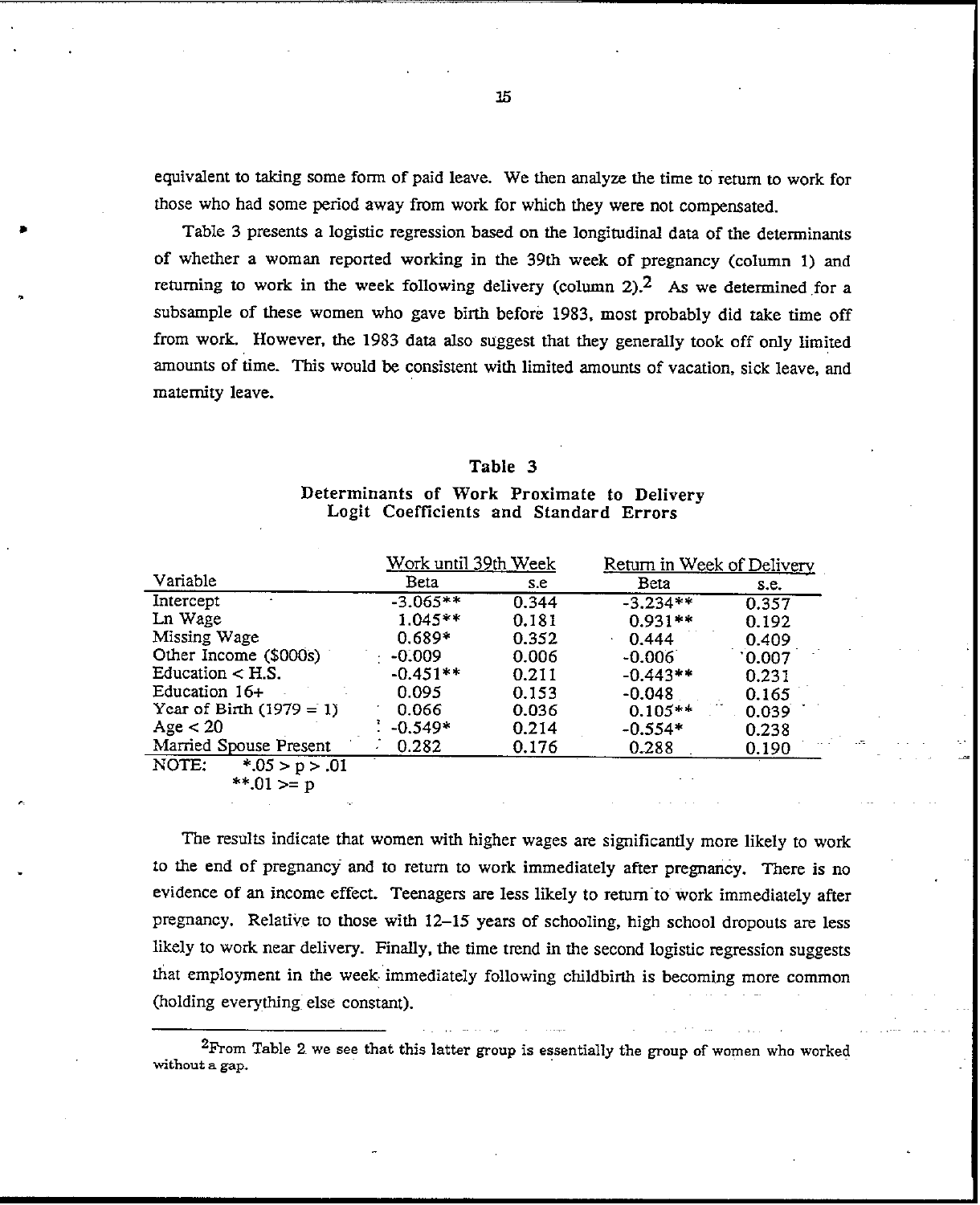equivalent to taking some form of paid leave. We then analyze the time to return to work for those who had some period away from work for which they were not compensated.

Table 3 presents a logistic regression based on the longitudinal data of the determinants of whether a woman reported working in the 39th week of pregnancy (column 1) and returning to work in the week following delivery (column 2).[2] As we determined for a subsample of these women who gave birth before 1983, most probably did take time off from work. However, the 1983 data also suggest that they generally took off only limited amounts of time. This would be consistent with limited amounts of vacation, sick leave, and maternity leave.

**Table 3**

**Determinants of Work Proximate to Delivery**
**Logit Coefficients and Standard Errors**

| Variable | Work until 39th Week | | Return in Week of Delivery | |
|---|---|---|---|---|
| | Beta | s.e | Beta | s.e. |
| Intercept | -3.065** | 0.344 | -3.234** | 0.357 |
| Ln Wage | 1.045** | 0.181 | 0.931** | 0.192 |
| Missing Wage | 0.689* | 0.352 | 0.444 | 0.409 |
| Other Income ($000s) | -0.009 | 0.006 | -0.006 | 0.007 |
| Education < H.S. | -0.451** | 0.211 | -0.443** | 0.231 |
| Education 16+ | 0.095 | 0.153 | -0.048 | 0.165 |
| Year of Birth (1979 = 1) | 0.066 | 0.036 | 0.105** | 0.039 |
| Age < 20 | -0.549* | 0.214 | -0.554* | 0.238 |
| Married Spouse Present | 0.282 | 0.176 | 0.288 | 0.190 |

NOTE: *.05 > p > .01
**.01 >= p

The results indicate that women with higher wages are significantly more likely to work to the end of pregnancy and to return to work immediately after pregnancy. There is no evidence of an income effect. Teenagers are less likely to return to work immediately after pregnancy. Relative to those with 12–15 years of schooling, high school dropouts are less likely to work near delivery. Finally, the time trend in the second logistic regression suggests that employment in the week immediately following childbirth is becoming more common (holding everything else constant).

[2] From Table 2 we see that this latter group is essentially the group of women who worked without a gap.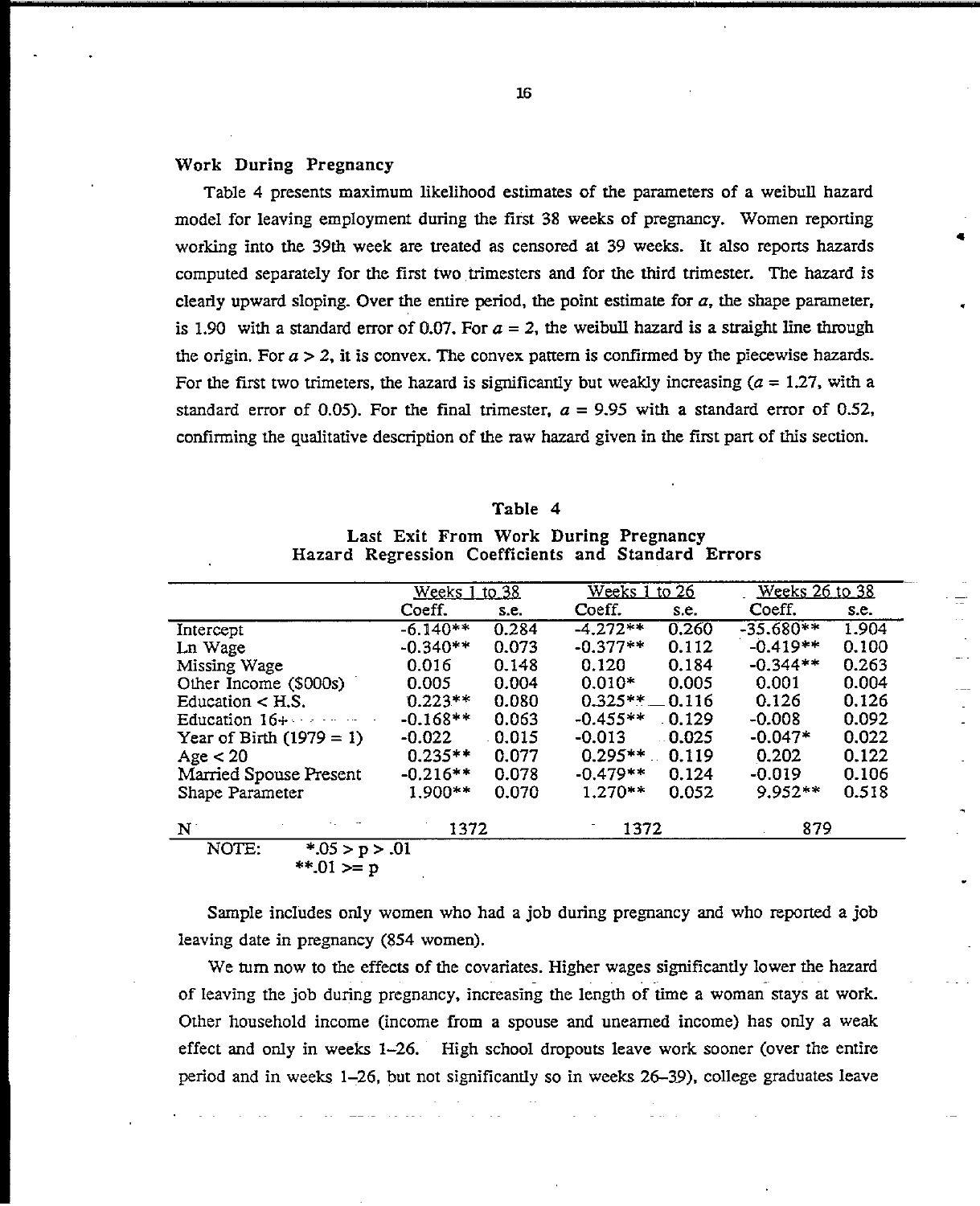## Work During Pregnancy

Table 4 presents maximum likelihood estimates of the parameters of a weibull hazard model for leaving employment during the first 38 weeks of pregnancy. Women reporting working into the 39th week are treated as censored at 39 weeks. It also reports hazards computed separately for the first two trimesters and for the third trimester. The hazard is clearly upward sloping. Over the entire period, the point estimate for $a$, the shape parameter, is 1.90 with a standard error of 0.07. For $a = 2$, the weibull hazard is a straight line through the origin. For $a > 2$, it is convex. The convex pattern is confirmed by the piecewise hazards. For the first two trimeters, the hazard is significantly but weakly increasing ($a = 1.27$, with a standard error of 0.05). For the final trimester, $a = 9.95$ with a standard error of 0.52, confirming the qualitative description of the raw hazard given in the first part of this section.

**Table 4**

**Last Exit From Work During Pregnancy**
**Hazard Regression Coefficients and Standard Errors**

| | Weeks 1 to 38 | | Weeks 1 to 26 | | Weeks 26 to 38 | |
|---|---|---|---|---|---|---|
| | Coeff. | s.e. | Coeff. | s.e. | Coeff. | s.e. |
| Intercept | -6.140** | 0.284 | -4.272** | 0.260 | -35.680** | 1.904 |
| Ln Wage | -0.340** | 0.073 | -0.377** | 0.112 | -0.419** | 0.100 |
| Missing Wage | 0.016 | 0.148 | 0.120 | 0.184 | -0.344** | 0.263 |
| Other Income ($000s) | 0.005 | 0.004 | 0.010* | 0.005 | 0.001 | 0.004 |
| Education < H.S. | 0.223** | 0.080 | 0.325** | 0.116 | 0.126 | 0.126 |
| Education 16+ | -0.168** | 0.063 | -0.455** | 0.129 | -0.008 | 0.092 |
| Year of Birth (1979 = 1) | -0.022 | 0.015 | -0.013 | 0.025 | -0.047* | 0.022 |
| Age < 20 | 0.235** | 0.077 | 0.295** | 0.119 | 0.202 | 0.122 |
| Married Spouse Present | -0.216** | 0.078 | -0.479** | 0.124 | -0.019 | 0.106 |
| Shape Parameter | 1.900** | 0.070 | 1.270** | 0.052 | 9.952** | 0.518 |
| N | 1372 | | 1372 | | 879 | |

NOTE: *.05 > p > .01
**.01 >= p

Sample includes only women who had a job during pregnancy and who reported a job leaving date in pregnancy (854 women).

We turn now to the effects of the covariates. Higher wages significantly lower the hazard of leaving the job during pregnancy, increasing the length of time a woman stays at work. Other household income (income from a spouse and unearned income) has only a weak effect and only in weeks 1–26. High school dropouts leave work sooner (over the entire period and in weeks 1–26, but not significantly so in weeks 26–39), college graduates leave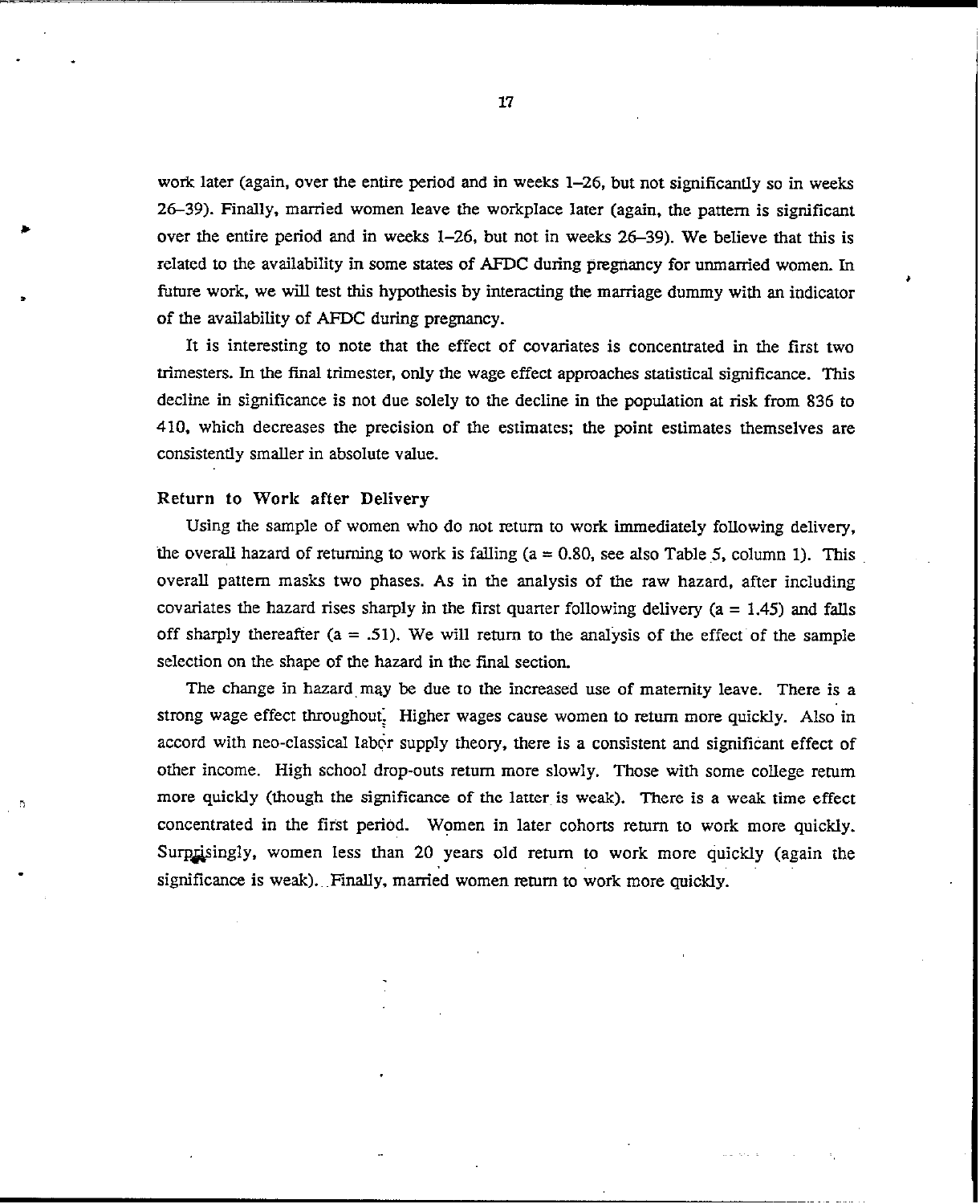work later (again, over the entire period and in weeks 1–26, but not significantly so in weeks 26–39). Finally, married women leave the workplace later (again, the pattern is significant over the entire period and in weeks 1–26, but not in weeks 26–39). We believe that this is related to the availability in some states of AFDC during pregnancy for unmarried women. In future work, we will test this hypothesis by interacting the marriage dummy with an indicator of the availability of AFDC during pregnancy.

It is interesting to note that the effect of covariates is concentrated in the first two trimesters. In the final trimester, only the wage effect approaches statistical significance. This decline in significance is not due solely to the decline in the population at risk from 836 to 410, which decreases the precision of the estimates; the point estimates themselves are consistently smaller in absolute value.

### Return to Work after Delivery

Using the sample of women who do not return to work immediately following delivery, the overall hazard of returning to work is falling ($a = 0.80$, see also Table 5, column 1). This overall pattern masks two phases. As in the analysis of the raw hazard, after including covariates the hazard rises sharply in the first quarter following delivery ($a = 1.45$) and falls off sharply thereafter ($a = .51$). We will return to the analysis of the effect of the sample selection on the shape of the hazard in the final section.

The change in hazard may be due to the increased use of maternity leave. There is a strong wage effect throughout. Higher wages cause women to return more quickly. Also in accord with neo-classical labor supply theory, there is a consistent and significant effect of other income. High school drop-outs return more slowly. Those with some college return more quickly (though the significance of the latter is weak). There is a weak time effect concentrated in the first period. Women in later cohorts return to work more quickly. Surprisingly, women less than 20 years old return to work more quickly (again the significance is weak). Finally, married women return to work more quickly.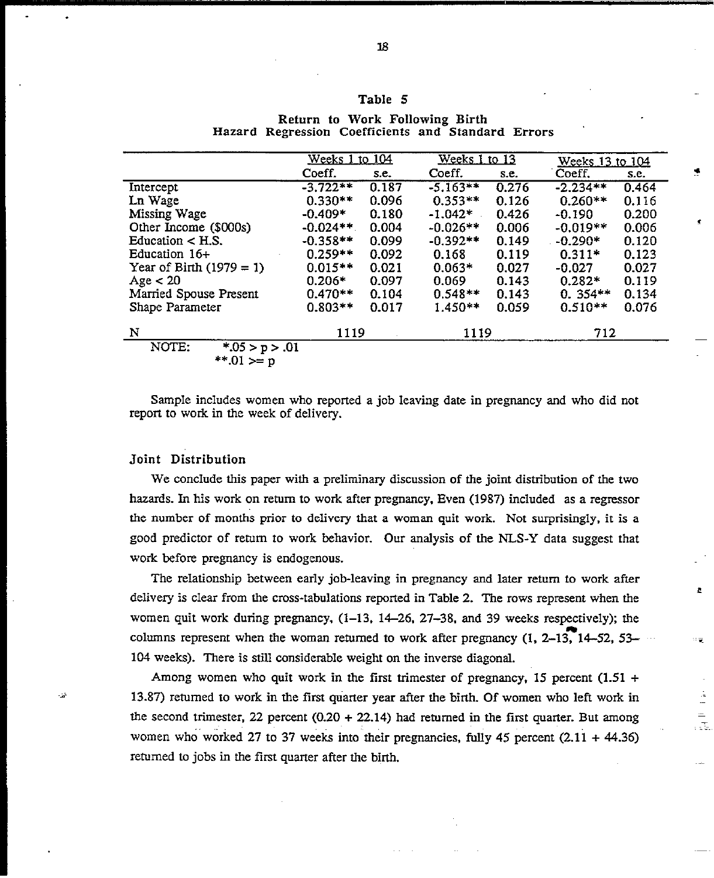**Table 5**

**Return to Work Following Birth**
**Hazard Regression Coefficients and Standard Errors**

| | Weeks 1 to 104 | | Weeks 1 to 13 | | Weeks 13 to 104 | |
|---|---|---|---|---|---|---|
| | Coeff. | s.e. | Coeff. | s.e. | Coeff. | s.e. |
| Intercept | -3.722** | 0.187 | -5.163** | 0.276 | -2.234** | 0.464 |
| Ln Wage | 0.330** | 0.096 | 0.353** | 0.126 | 0.260** | 0.116 |
| Missing Wage | -0.409* | 0.180 | -1.042* | 0.426 | -0.190 | 0.200 |
| Other Income ($000s) | -0.024** | 0.004 | -0.026** | 0.006 | -0.019** | 0.006 |
| Education < H.S. | -0.358** | 0.099 | -0.392** | 0.149 | -0.290* | 0.120 |
| Education 16+ | 0.259** | 0.092 | 0.168 | 0.119 | 0.311* | 0.123 |
| Year of Birth (1979 = 1) | 0.015** | 0.021 | 0.063* | 0.027 | -0.027 | 0.027 |
| Age < 20 | 0.206* | 0.097 | 0.069 | 0.143 | 0.282* | 0.119 |
| Married Spouse Present | 0.470** | 0.104 | 0.548** | 0.143 | 0. 354** | 0.134 |
| Shape Parameter | 0.803** | 0.017 | 1.450** | 0.059 | 0.510** | 0.076 |
| N | 1119 | | 1119 | | 712 | |

NOTE: *.05 > p > .01
**.01 >= p

Sample includes women who reported a job leaving date in pregnancy and who did not report to work in the week of delivery.

### Joint Distribution

We conclude this paper with a preliminary discussion of the joint distribution of the two hazards. In his work on return to work after pregnancy, Even (1987) included as a regressor the number of months prior to delivery that a woman quit work. Not surprisingly, it is a good predictor of return to work behavior. Our analysis of the NLS-Y data suggest that work before pregnancy is endogenous.

The relationship between early job-leaving in pregnancy and later return to work after delivery is clear from the cross-tabulations reported in Table 2. The rows represent when the women quit work during pregnancy, (1–13, 14–26, 27–38, and 39 weeks respectively); the columns represent when the woman returned to work after pregnancy (1, 2–13, 14–52, 53–104 weeks). There is still considerable weight on the inverse diagonal.

Among women who quit work in the first trimester of pregnancy, 15 percent (1.51 + 13.87) returned to work in the first quarter year after the birth. Of women who left work in the second trimester, 22 percent (0.20 + 22.14) had returned in the first quarter. But among women who worked 27 to 37 weeks into their pregnancies, fully 45 percent (2.11 + 44.36) returned to jobs in the first quarter after the birth.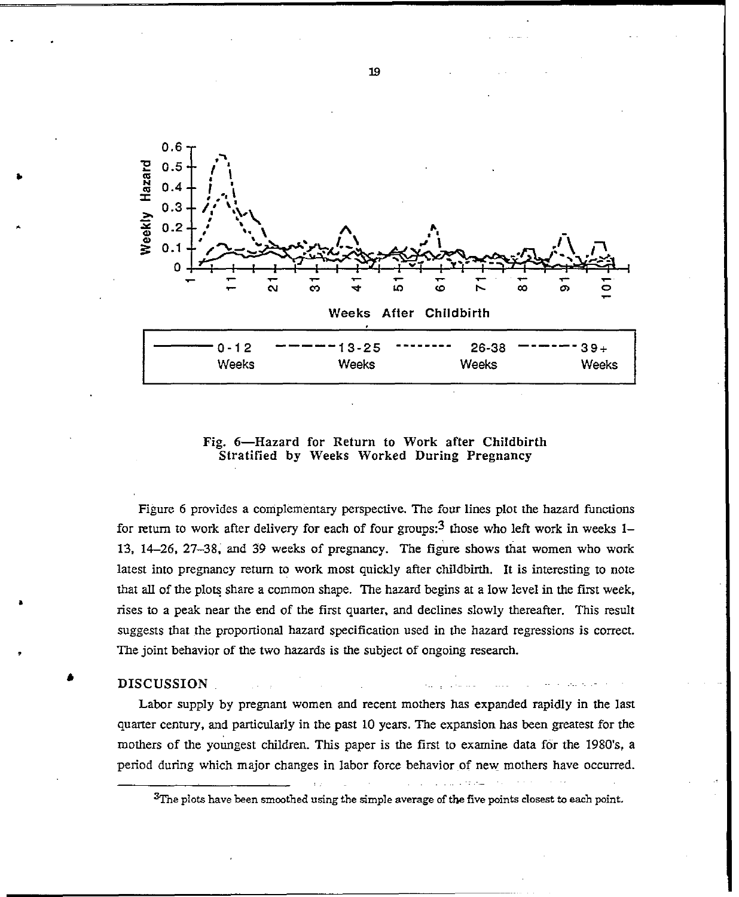Fig. 6—Hazard for Return to Work after Childbirth Stratified by Weeks Worked During Pregnancy

Figure 6 provides a complementary perspective. The four lines plot the hazard functions for return to work after delivery for each of four groups:[3] those who left work in weeks 1–13, 14–26, 27–38, and 39 weeks of pregnancy. The figure shows that women who work latest into pregnancy return to work most quickly after childbirth. It is interesting to note that all of the plots share a common shape. The hazard begins at a low level in the first week, rises to a peak near the end of the first quarter, and declines slowly thereafter. This result suggests that the proportional hazard specification used in the hazard regressions is correct. The joint behavior of the two hazards is the subject of ongoing research.

## DISCUSSION

Labor supply by pregnant women and recent mothers has expanded rapidly in the last quarter century, and particularly in the past 10 years. The expansion has been greatest for the mothers of the youngest children. This paper is the first to examine data for the 1980's, a period during which major changes in labor force behavior of new mothers have occurred.

[3]The plots have been smoothed using the simple average of the five points closest to each point.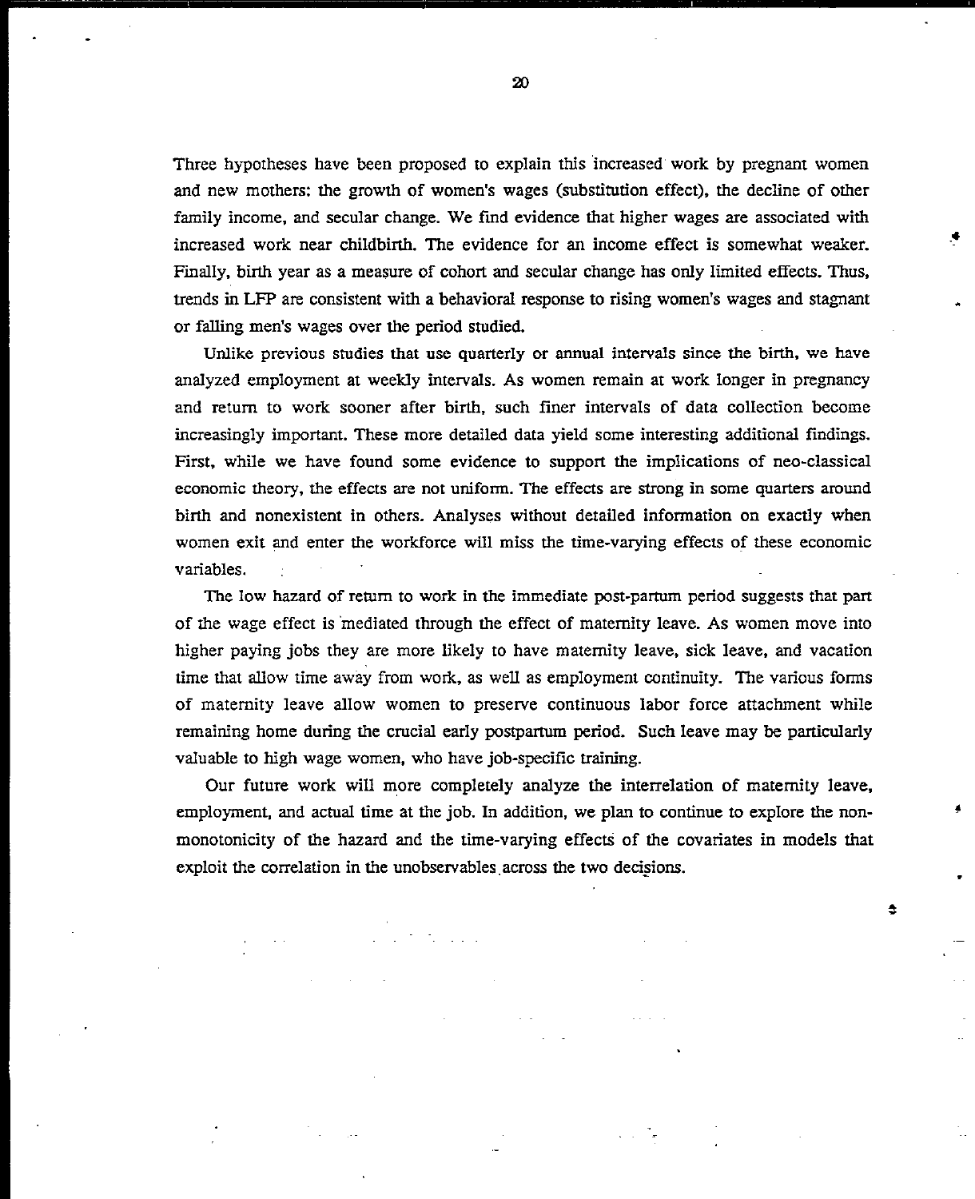Three hypotheses have been proposed to explain this increased work by pregnant women and new mothers: the growth of women's wages (substitution effect), the decline of other family income, and secular change. We find evidence that higher wages are associated with increased work near childbirth. The evidence for an income effect is somewhat weaker. Finally, birth year as a measure of cohort and secular change has only limited effects. Thus, trends in LFP are consistent with a behavioral response to rising women's wages and stagnant or falling men's wages over the period studied.

Unlike previous studies that use quarterly or annual intervals since the birth, we have analyzed employment at weekly intervals. As women remain at work longer in pregnancy and return to work sooner after birth, such finer intervals of data collection become increasingly important. These more detailed data yield some interesting additional findings. First, while we have found some evidence to support the implications of neo-classical economic theory, the effects are not uniform. The effects are strong in some quarters around birth and nonexistent in others. Analyses without detailed information on exactly when women exit and enter the workforce will miss the time-varying effects of these economic variables.

The low hazard of return to work in the immediate post-partum period suggests that part of the wage effect is mediated through the effect of maternity leave. As women move into higher paying jobs they are more likely to have maternity leave, sick leave, and vacation time that allow time away from work, as well as employment continuity. The various forms of maternity leave allow women to preserve continuous labor force attachment while remaining home during the crucial early postpartum period. Such leave may be particularly valuable to high wage women, who have job-specific training.

Our future work will more completely analyze the interrelation of maternity leave, employment, and actual time at the job. In addition, we plan to continue to explore the non-monotonicity of the hazard and the time-varying effects of the covariates in models that exploit the correlation in the unobservables across the two decisions.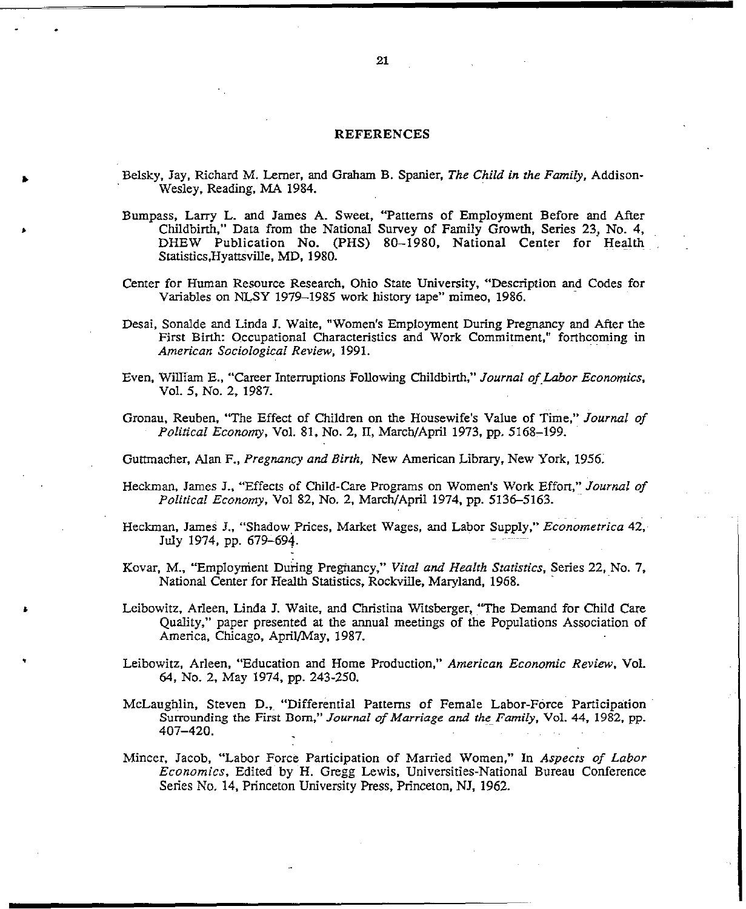## REFERENCES

Belsky, Jay, Richard M. Lerner, and Graham B. Spanier, *The Child in the Family*, Addison-Wesley, Reading, MA 1984.

Bumpass, Larry L. and James A. Sweet, "Patterns of Employment Before and After Childbirth," Data from the National Survey of Family Growth, Series 23, No. 4, DHEW Publication No. (PHS) 80–1980, National Center for Health Statistics,Hyattsville, MD, 1980.

Center for Human Resource Research, Ohio State University, "Description and Codes for Variables on NLSY 1979–1985 work history tape" mimeo, 1986.

Desai, Sonalde and Linda J. Waite, "Women's Employment During Pregnancy and After the First Birth: Occupational Characteristics and Work Commitment," forthcoming in *American Sociological Review*, 1991.

Even, William E., "Career Interruptions Following Childbirth," *Journal of Labor Economics*, Vol. 5, No. 2, 1987.

Gronau, Reuben, "The Effect of Children on the Housewife's Value of Time," *Journal of Political Economy*, Vol. 81, No. 2, II, March/April 1973, pp. 5168–199.

Guttmacher, Alan F., *Pregnancy and Birth*, New American Library, New York, 1956.

Heckman, James J., "Effects of Child-Care Programs on Women's Work Effort," *Journal of Political Economy*, Vol 82, No. 2, March/April 1974, pp. 5136–5163.

Heckman, James J., "Shadow Prices, Market Wages, and Labor Supply," *Econometrica* 42, July 1974, pp. 679–694.

Kovar, M., "Employment During Pregnancy," *Vital and Health Statistics*, Series 22, No. 7, National Center for Health Statistics, Rockville, Maryland, 1968.

Leibowitz, Arleen, Linda J. Waite, and Christina Witsberger, "The Demand for Child Care Quality," paper presented at the annual meetings of the Populations Association of America, Chicago, April/May, 1987.

Leibowitz, Arleen, "Education and Home Production," *American Economic Review*, Vol. 64, No. 2, May 1974, pp. 243-250.

McLaughlin, Steven D., "Differential Patterns of Female Labor-Force Participation Surrounding the First Born," *Journal of Marriage and the Family*, Vol. 44, 1982, pp. 407–420.

Mincer, Jacob, "Labor Force Participation of Married Women," In *Aspects of Labor Economics*, Edited by H. Gregg Lewis, Universities-National Bureau Conference Series No. 14, Princeton University Press, Princeton, NJ, 1962.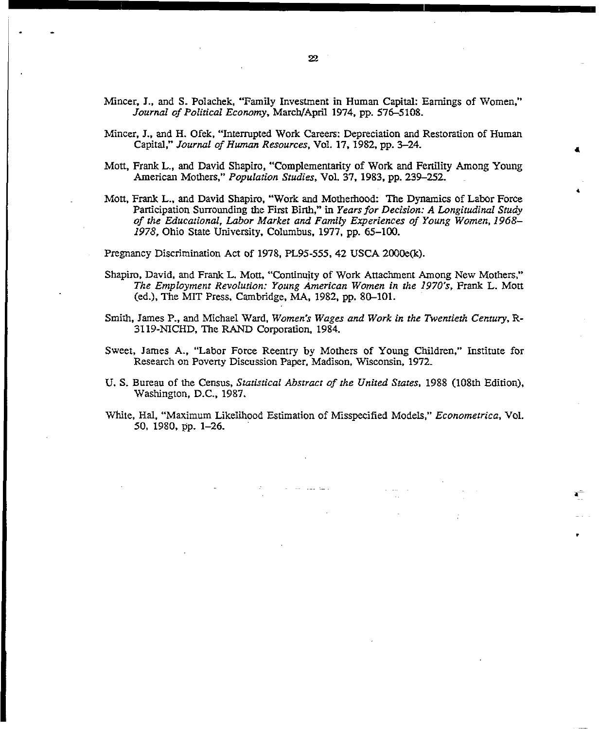Mincer, J., and S. Polachek, "Family Investment in Human Capital: Earnings of Women," *Journal of Political Economy*, March/April 1974, pp. 576–5108.

Mincer, J., and H. Ofek, "Interrupted Work Careers: Depreciation and Restoration of Human Capital," *Journal of Human Resources*, Vol. 17, 1982, pp. 3–24.

Mott, Frank L., and David Shapiro, "Complementarity of Work and Fertility Among Young American Mothers," *Population Studies*, Vol. 37, 1983, pp. 239–252.

Mott, Frank L., and David Shapiro, "Work and Motherhood: The Dynamics of Labor Force Participation Surrounding the First Birth," in *Years for Decision: A Longitudinal Study of the Educational, Labor Market and Family Experiences of Young Women, 1968–1978*, Ohio State University, Columbus, 1977, pp. 65–100.

Pregnancy Discrimination Act of 1978, PL95-555, 42 USCA 2000e(k).

Shapiro, David, and Frank L. Mott, "Continuity of Work Attachment Among New Mothers," *The Employment Revolution: Young American Women in the 1970's*, Frank L. Mott (ed.), The MIT Press, Cambridge, MA, 1982, pp. 80–101.

Smith, James P., and Michael Ward, *Women's Wages and Work in the Twentieth Century*, R-3119-NICHD, The RAND Corporation, 1984.

Sweet, James A., "Labor Force Reentry by Mothers of Young Children," Institute for Research on Poverty Discussion Paper, Madison, Wisconsin, 1972.

U. S. Bureau of the Census, *Statistical Abstract of the United States*, 1988 (108th Edition), Washington, D.C., 1987.

White, Hal, "Maximum Likelihood Estimation of Misspecified Models," *Econometrica*, Vol. 50, 1980, pp. 1–26.